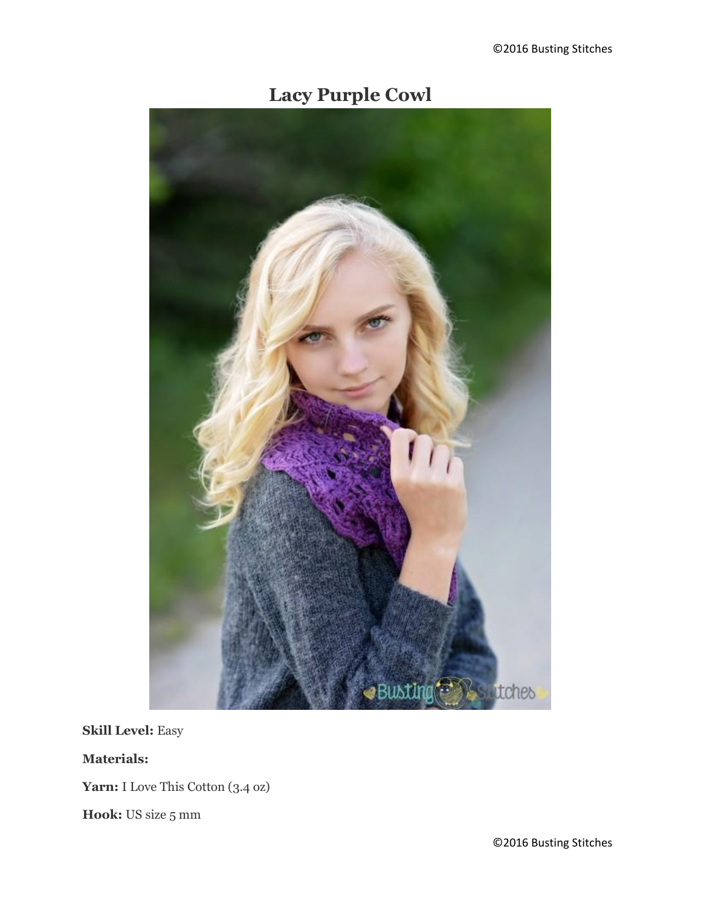# Lacy Purple Cowl

**Skill Level:** Easy

**Materials:**

**Yarn:** I Love This Cotton (3.4 oz)

**Hook:** US size 5 mm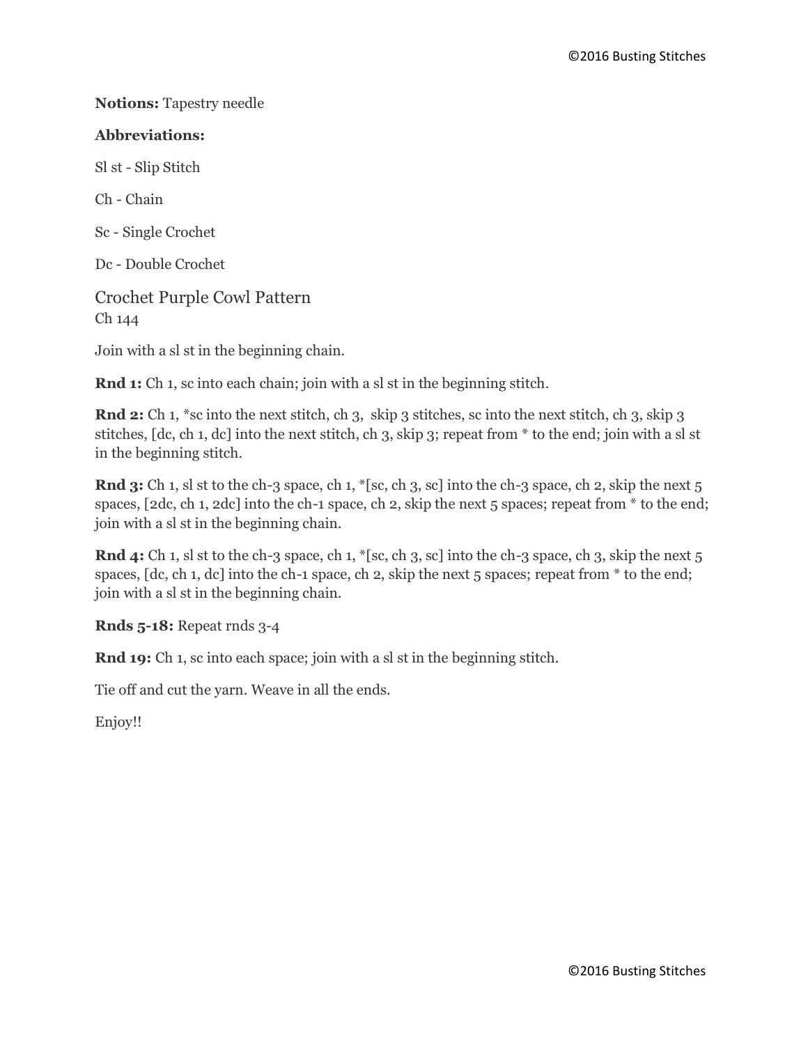**Notions:** Tapestry needle

**Abbreviations:**

Sl st - Slip Stitch

Ch - Chain

Sc - Single Crochet

Dc - Double Crochet

## Crochet Purple Cowl Pattern

Ch 144

Join with a sl st in the beginning chain.

**Rnd 1:** Ch 1, sc into each chain; join with a sl st in the beginning stitch.

**Rnd 2:** Ch 1, *sc into the next stitch, ch 3, skip 3 stitches, sc into the next stitch, ch 3, skip 3 stitches, [dc, ch 1, dc] into the next stitch, ch 3, skip 3; repeat from * to the end; join with a sl st in the beginning stitch.

**Rnd 3:** Ch 1, sl st to the ch-3 space, ch 1, *[sc, ch 3, sc] into the ch-3 space, ch 2, skip the next 5 spaces, [2dc, ch 1, 2dc] into the ch-1 space, ch 2, skip the next 5 spaces; repeat from * to the end; join with a sl st in the beginning chain.

**Rnd 4:** Ch 1, sl st to the ch-3 space, ch 1, *[sc, ch 3, sc] into the ch-3 space, ch 3, skip the next 5 spaces, [dc, ch 1, dc] into the ch-1 space, ch 2, skip the next 5 spaces; repeat from * to the end; join with a sl st in the beginning chain.

**Rnds 5-18:** Repeat rnds 3-4

**Rnd 19:** Ch 1, sc into each space; join with a sl st in the beginning stitch.

Tie off and cut the yarn. Weave in all the ends.

Enjoy!!